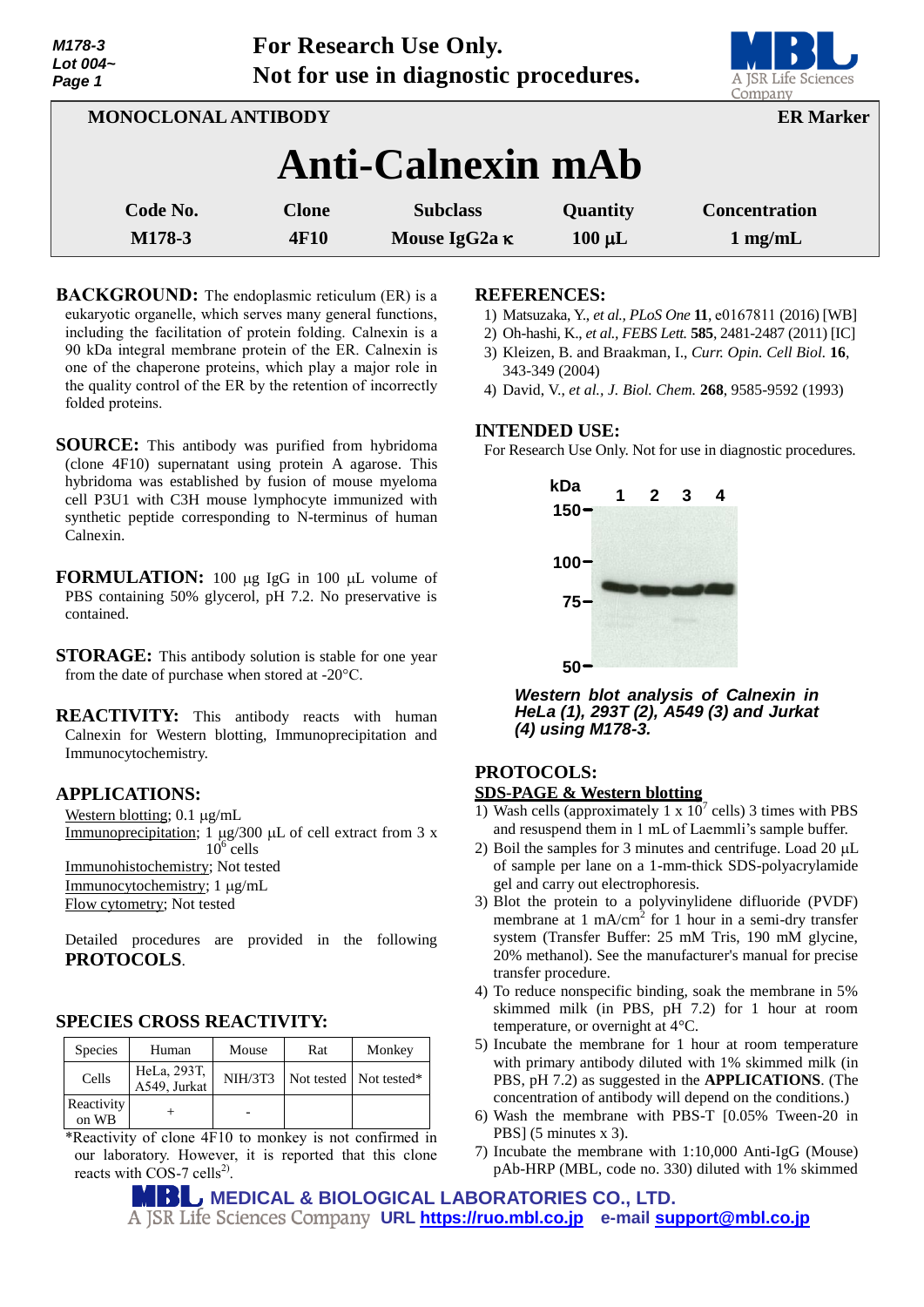For Research Use Only.
Not for use in diagnostic procedures.

**MONOCLONAL ANTIBODY** **ER Marker**

# Anti-Calnexin mAb

| Code No. | Clone | Subclass | Quantity | Concentration |
|---|---|---|---|---|
| M178-3 | 4F10 | Mouse IgG2a κ | 100 µL | 1 mg/mL |

**BACKGROUND:** The endoplasmic reticulum (ER) is a eukaryotic organelle, which serves many general functions, including the facilitation of protein folding. Calnexin is a 90 kDa integral membrane protein of the ER. Calnexin is one of the chaperone proteins, which play a major role in the quality control of the ER by the retention of incorrectly folded proteins.

**SOURCE:** This antibody was purified from hybridoma (clone 4F10) supernatant using protein A agarose. This hybridoma was established by fusion of mouse myeloma cell P3U1 with C3H mouse lymphocyte immunized with synthetic peptide corresponding to N-terminus of human Calnexin.

**FORMULATION:** 100 µg IgG in 100 µL volume of PBS containing 50% glycerol, pH 7.2. No preservative is contained.

**STORAGE:** This antibody solution is stable for one year from the date of purchase when stored at -20°C.

**REACTIVITY:** This antibody reacts with human Calnexin for Western blotting, Immunoprecipitation and Immunocytochemistry.

## APPLICATIONS:

Western blotting; 0.1 µg/mL
Immunoprecipitation; 1 µg/300 µL of cell extract from 3 x $10^6$ cells
Immunohistochemistry; Not tested
Immunocytochemistry; 1 µg/mL
Flow cytometry; Not tested

Detailed procedures are provided in the following **PROTOCOLS**.

## SPECIES CROSS REACTIVITY:

| Species | Human | Mouse | Rat | Monkey |
|---|---|---|---|---|
| Cells | HeLa, 293T, A549, Jurkat | NIH/3T3 | Not tested | Not tested* |
| Reactivity on WB | + | - | | |

*Reactivity of clone 4F10 to monkey is not confirmed in our laboratory. However, it is reported that this clone reacts with COS-7 cells[2].

## REFERENCES:

1) Matsuzaka, Y., *et al., PLoS One* **11**, e0167811 (2016) [WB]
2) Oh-hashi, K., *et al., FEBS Lett.* **585**, 2481-2487 (2011) [IC]
3) Kleizen, B. and Braakman, I., *Curr. Opin. Cell Biol.* **16**, 343-349 (2004)
4) David, V., *et al., J. Biol. Chem.* **268**, 9585-9592 (1993)

## INTENDED USE:

For Research Use Only. Not for use in diagnostic procedures.

***Western blot analysis of Calnexin in HeLa (1), 293T (2), A549 (3) and Jurkat (4) using M178-3.***

## PROTOCOLS:

**SDS-PAGE & Western blotting**

1) Wash cells (approximately 1 x $10^7$ cells) 3 times with PBS and resuspend them in 1 mL of Laemmli's sample buffer.
2) Boil the samples for 3 minutes and centrifuge. Load 20 µL of sample per lane on a 1-mm-thick SDS-polyacrylamide gel and carry out electrophoresis.
3) Blot the protein to a polyvinylidene difluoride (PVDF) membrane at 1 mA/$cm^2$ for 1 hour in a semi-dry transfer system (Transfer Buffer: 25 mM Tris, 190 mM glycine, 20% methanol). See the manufacturer's manual for precise transfer procedure.
4) To reduce nonspecific binding, soak the membrane in 5% skimmed milk (in PBS, pH 7.2) for 1 hour at room temperature, or overnight at 4°C.
5) Incubate the membrane for 1 hour at room temperature with primary antibody diluted with 1% skimmed milk (in PBS, pH 7.2) as suggested in the **APPLICATIONS**. (The concentration of antibody will depend on the conditions.)
6) Wash the membrane with PBS-T [0.05% Tween-20 in PBS] (5 minutes x 3).
7) Incubate the membrane with 1:10,000 Anti-IgG (Mouse) pAb-HRP (MBL, code no. 330) diluted with 1% skimmed

MEDICAL & BIOLOGICAL LABORATORIES CO., LTD.
A JSR Life Sciences Company URL https://ruo.mbl.co.jp e-mail support@mbl.co.jp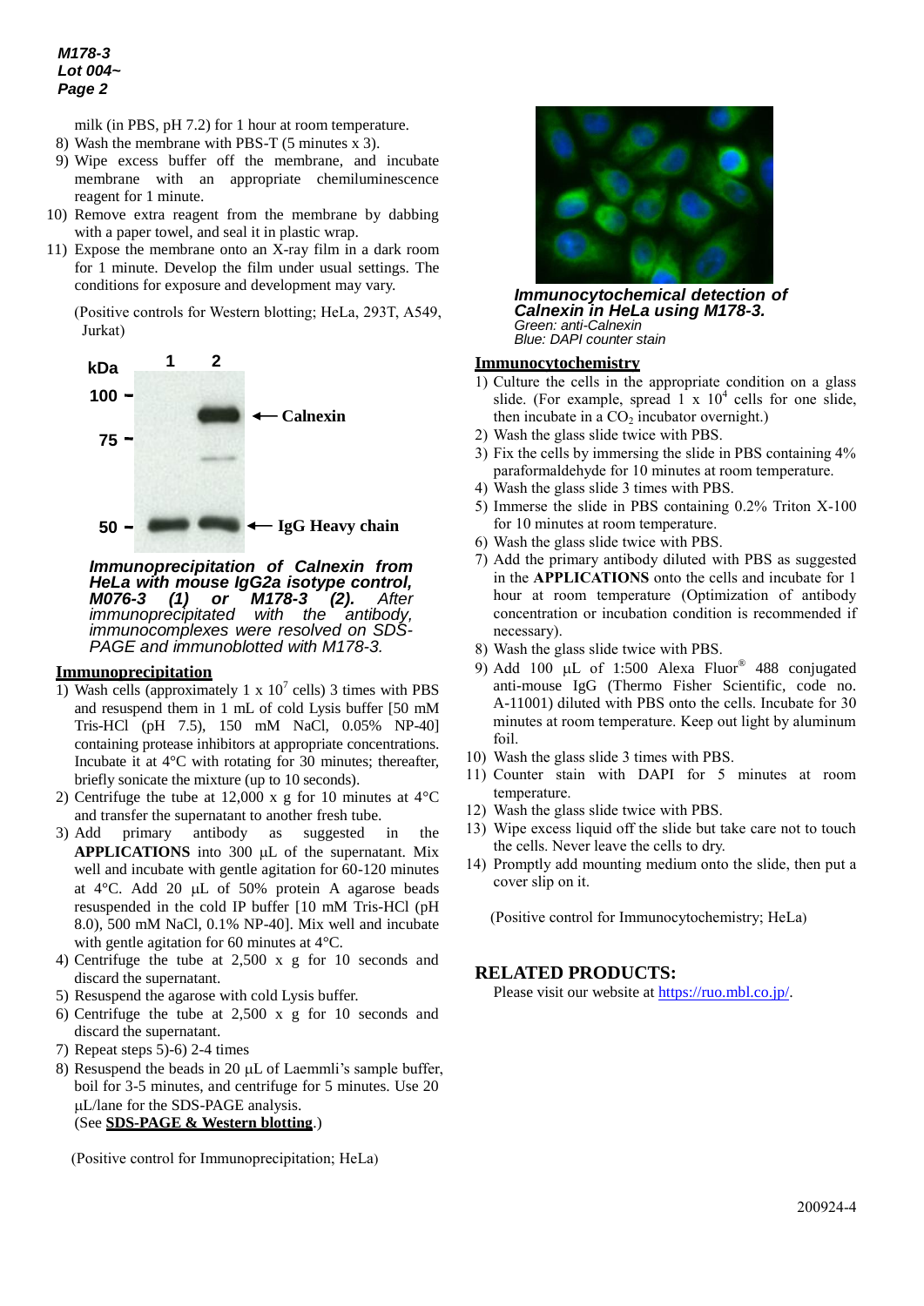milk (in PBS, pH 7.2) for 1 hour at room temperature.

8) Wash the membrane with PBS-T (5 minutes x 3).
9) Wipe excess buffer off the membrane, and incubate membrane with an appropriate chemiluminescence reagent for 1 minute.
10) Remove extra reagent from the membrane by dabbing with a paper towel, and seal it in plastic wrap.
11) Expose the membrane onto an X-ray film in a dark room for 1 minute. Develop the film under usual settings. The conditions for exposure and development may vary.

(Positive controls for Western blotting; HeLa, 293T, A549, Jurkat)

kDa
1 2
100
75
50
Calnexin
IgG Heavy chain

*Immunoprecipitation of Calnexin from HeLa with mouse IgG2a isotype control, M076-3 (1) or M178-3 (2). After immunoprecipitated with the antibody, immunocomplexes were resolved on SDS-PAGE and immunoblotted with M178-3.*

## Immunoprecipitation

1) Wash cells (approximately 1 x $10^7$ cells) 3 times with PBS and resuspend them in 1 mL of cold Lysis buffer [50 mM Tris-HCl (pH 7.5), 150 mM NaCl, 0.05% NP-40] containing protease inhibitors at appropriate concentrations. Incubate it at 4°C with rotating for 30 minutes; thereafter, briefly sonicate the mixture (up to 10 seconds).
2) Centrifuge the tube at 12,000 x g for 10 minutes at 4°C and transfer the supernatant to another fresh tube.
3) Add primary antibody as suggested in the **APPLICATIONS** into 300 μL of the supernatant. Mix well and incubate with gentle agitation for 60-120 minutes at 4°C. Add 20 μL of 50% protein A agarose beads resuspended in the cold IP buffer [10 mM Tris-HCl (pH 8.0), 500 mM NaCl, 0.1% NP-40]. Mix well and incubate with gentle agitation for 60 minutes at 4°C.
4) Centrifuge the tube at 2,500 x g for 10 seconds and discard the supernatant.
5) Resuspend the agarose with cold Lysis buffer.
6) Centrifuge the tube at 2,500 x g for 10 seconds and discard the supernatant.
7) Repeat steps 5)-6) 2-4 times
8) Resuspend the beads in 20 μL of Laemmli's sample buffer, boil for 3-5 minutes, and centrifuge for 5 minutes. Use 20 μL/lane for the SDS-PAGE analysis.
(See **SDS-PAGE & Western blotting**.)

(Positive control for Immunoprecipitation; HeLa)

***Immunocytochemical detection of Calnexin in HeLa using M178-3.***
*Green: anti-Calnexin*
*Blue: DAPI counter stain*

## Immunocytochemistry

1) Culture the cells in the appropriate condition on a glass slide. (For example, spread 1 x $10^4$ cells for one slide, then incubate in a $CO_2$ incubator overnight.)
2) Wash the glass slide twice with PBS.
3) Fix the cells by immersing the slide in PBS containing 4% paraformaldehyde for 10 minutes at room temperature.
4) Wash the glass slide 3 times with PBS.
5) Immerse the slide in PBS containing 0.2% Triton X-100 for 10 minutes at room temperature.
6) Wash the glass slide twice with PBS.
7) Add the primary antibody diluted with PBS as suggested in the **APPLICATIONS** onto the cells and incubate for 1 hour at room temperature (Optimization of antibody concentration or incubation condition is recommended if necessary).
8) Wash the glass slide twice with PBS.
9) Add 100 μL of 1:500 Alexa Fluor® 488 conjugated anti-mouse IgG (Thermo Fisher Scientific, code no. A-11001) diluted with PBS onto the cells. Incubate for 30 minutes at room temperature. Keep out light by aluminum foil.
10) Wash the glass slide 3 times with PBS.
11) Counter stain with DAPI for 5 minutes at room temperature.
12) Wash the glass slide twice with PBS.
13) Wipe excess liquid off the slide but take care not to touch the cells. Never leave the cells to dry.
14) Promptly add mounting medium onto the slide, then put a cover slip on it.

(Positive control for Immunocytochemistry; HeLa)

## RELATED PRODUCTS:

Please visit our website at https://ruo.mbl.co.jp/.